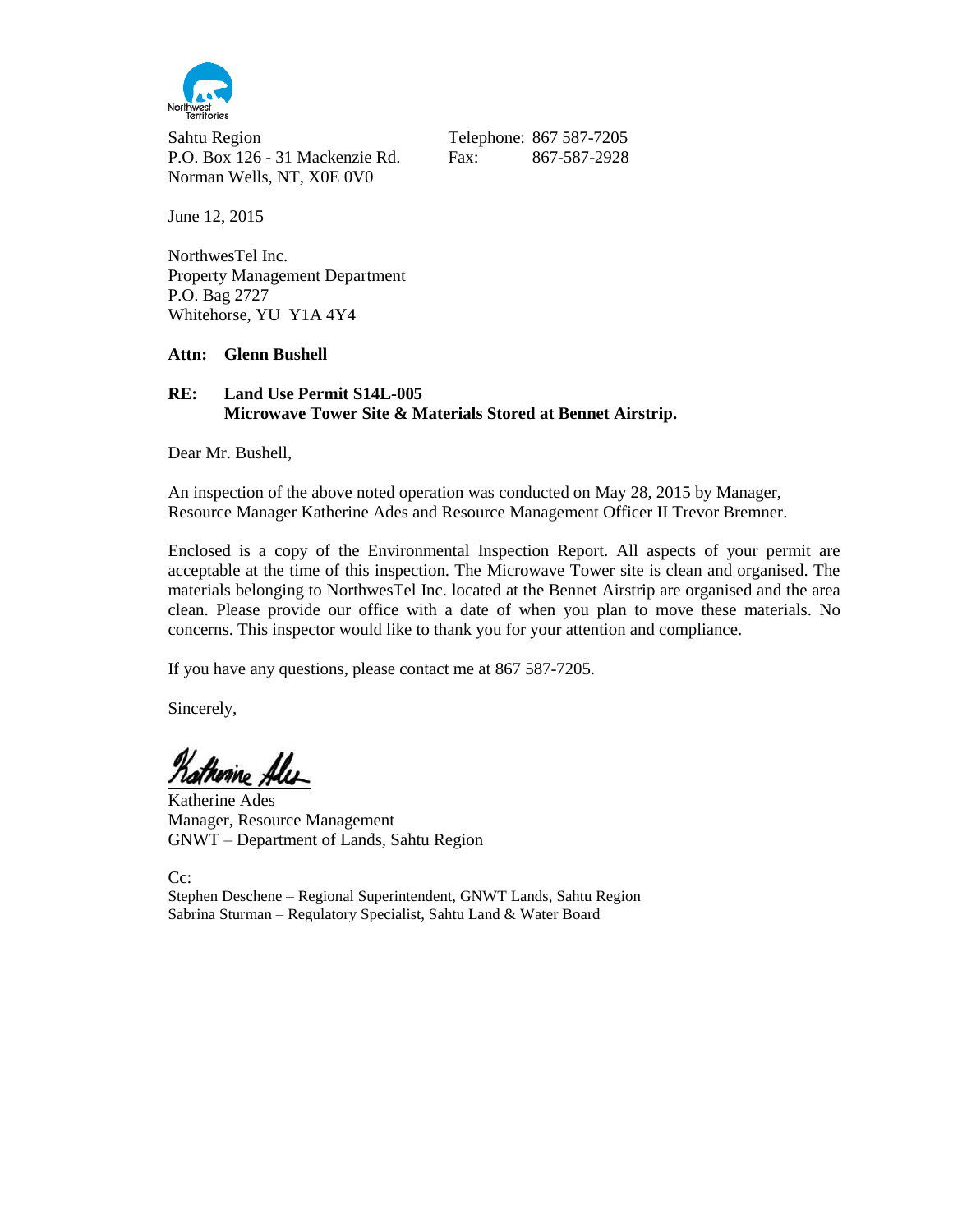Northwest Territories

Sahtu Region
P.O. Box 126 - 31 Mackenzie Rd.
Norman Wells, NT, X0E 0V0

Telephone: 867 587-7205
Fax: 867-587-2928

June 12, 2015

NorthwesTel Inc.
Property Management Department
P.O. Bag 2727
Whitehorse, YU Y1A 4Y4

**Attn: Glenn Bushell**

**RE: Land Use Permit S14L-005**
**Microwave Tower Site & Materials Stored at Bennet Airstrip.**

Dear Mr. Bushell,

An inspection of the above noted operation was conducted on May 28, 2015 by Manager, Resource Manager Katherine Ades and Resource Management Officer II Trevor Bremner.

Enclosed is a copy of the Environmental Inspection Report. All aspects of your permit are acceptable at the time of this inspection. The Microwave Tower site is clean and organised. The materials belonging to NorthwesTel Inc. located at the Bennet Airstrip are organised and the area clean. Please provide our office with a date of when you plan to move these materials. No concerns. This inspector would like to thank you for your attention and compliance.

If you have any questions, please contact me at 867 587-7205.

Sincerely,

Katherine Ades
Manager, Resource Management
GNWT – Department of Lands, Sahtu Region

Cc:
Stephen Deschene – Regional Superintendent, GNWT Lands, Sahtu Region
Sabrina Sturman – Regulatory Specialist, Sahtu Land & Water Board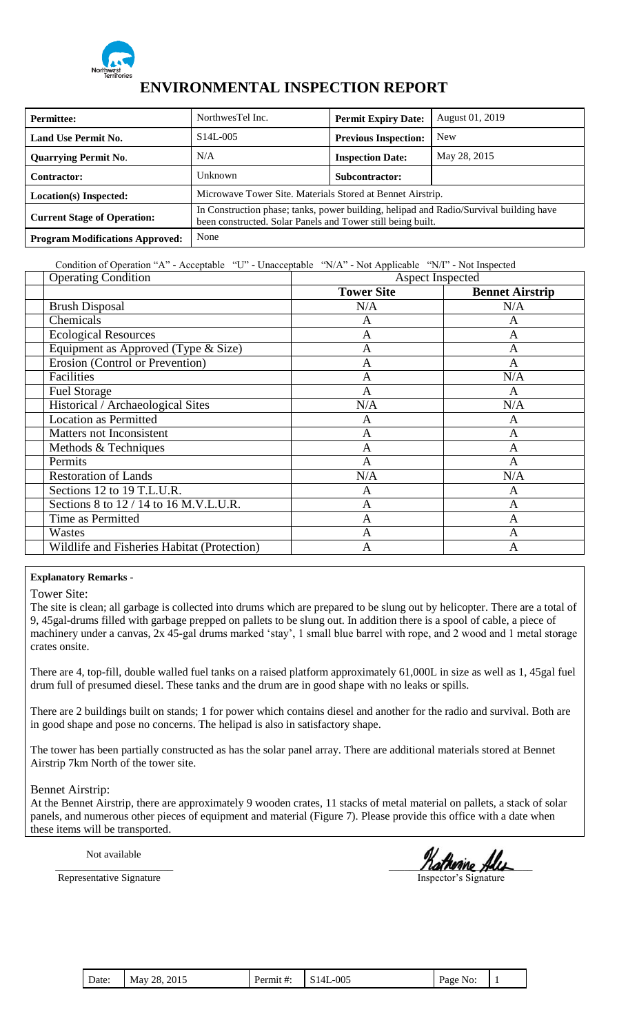# ENVIRONMENTAL INSPECTION REPORT

| Permittee: | NorthwesTel Inc. | Permit Expiry Date: | August 01, 2019 |
|---|---|---|---|
| Land Use Permit No. | S14L-005 | Previous Inspection: | New |
| Quarrying Permit No. | N/A | Inspection Date: | May 28, 2015 |
| Contractor: | Unknown | Subcontractor: | |
| Location(s) Inspected: | Microwave Tower Site. Materials Stored at Bennet Airstrip. | | |
| Current Stage of Operation: | In Construction phase; tanks, power building, helipad and Radio/Survival building have been constructed. Solar Panels and Tower still being built. | | |
| Program Modifications Approved: | None | | |

Condition of Operation "A" - Acceptable "U" - Unacceptable "N/A" - Not Applicable "N/I" - Not Inspected

| Operating Condition | Aspect Inspected | |
|---|---|---|
| | **Tower Site** | **Bennet Airstrip** |
| Brush Disposal | N/A | N/A |
| Chemicals | A | A |
| Ecological Resources | A | A |
| Equipment as Approved (Type & Size) | A | A |
| Erosion (Control or Prevention) | A | A |
| Facilities | A | N/A |
| Fuel Storage | A | A |
| Historical / Archaeological Sites | N/A | N/A |
| Location as Permitted | A | A |
| Matters not Inconsistent | A | A |
| Methods & Techniques | A | A |
| Permits | A | A |
| Restoration of Lands | N/A | N/A |
| Sections 12 to 19 T.L.U.R. | A | A |
| Sections 8 to 12 / 14 to 16 M.V.L.U.R. | A | A |
| Time as Permitted | A | A |
| Wastes | A | A |
| Wildlife and Fisheries Habitat (Protection) | A | A |

**Explanatory Remarks -**

Tower Site:

The site is clean; all garbage is collected into drums which are prepared to be slung out by helicopter. There are a total of 9, 45gal-drums filled with garbage prepped on pallets to be slung out. In addition there is a spool of cable, a piece of machinery under a canvas, 2x 45-gal drums marked 'stay', 1 small blue barrel with rope, and 2 wood and 1 metal storage crates onsite.

There are 4, top-fill, double walled fuel tanks on a raised platform approximately 61,000L in size as well as 1, 45gal fuel drum full of presumed diesel. These tanks and the drum are in good shape with no leaks or spills.

There are 2 buildings built on stands; 1 for power which contains diesel and another for the radio and survival. Both are in good shape and pose no concerns. The helipad is also in satisfactory shape.

The tower has been partially constructed as has the solar panel array. There are additional materials stored at Bennet Airstrip 7km North of the tower site.

Bennet Airstrip:

At the Bennet Airstrip, there are approximately 9 wooden crates, 11 stacks of metal material on pallets, a stack of solar panels, and numerous other pieces of equipment and material (Figure 7). Please provide this office with a date when these items will be transported.

Not available

Representative Signature

Inspector's Signature

| Date: | May 28, 2015 | Permit #: | S14L-005 | Page No: | 1 |
|---|---|---|---|---|---|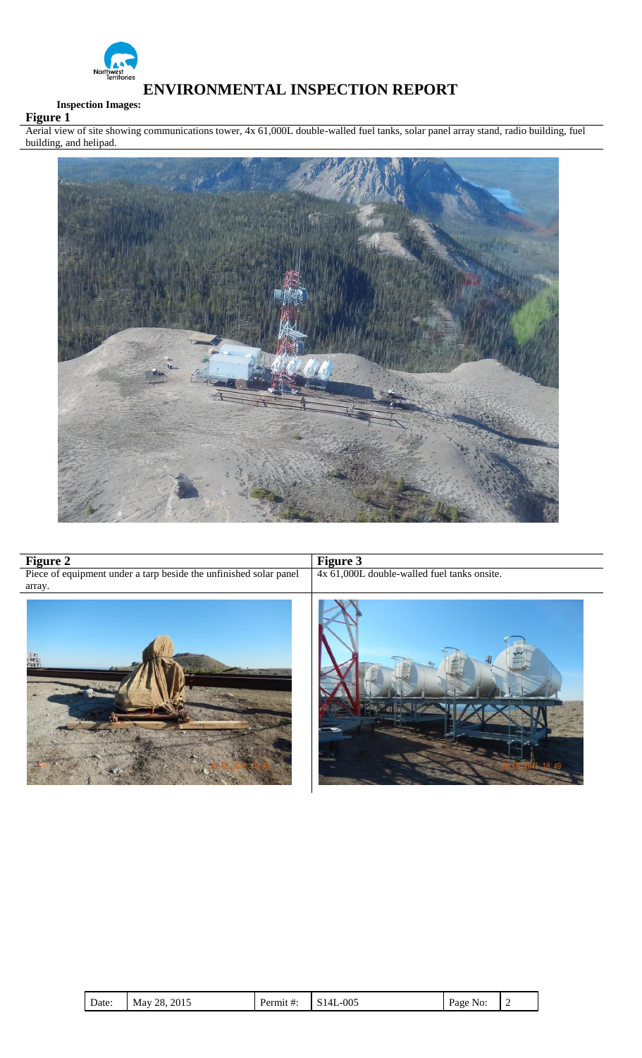# ENVIRONMENTAL INSPECTION REPORT

**Inspection Images:**

**Figure 1**

Aerial view of site showing communications tower, 4x 61,000L double-walled fuel tanks, solar panel array stand, radio building, fuel building, and helipad.

**Figure 2**

Piece of equipment under a tarp beside the unfinished solar panel array.

**Figure 3**

4x 61,000L double-walled fuel tanks onsite.

| Date: | May 28, 2015 | Permit #: | S14L-005 | Page No: | 2 |
|---|---|---|---|---|---|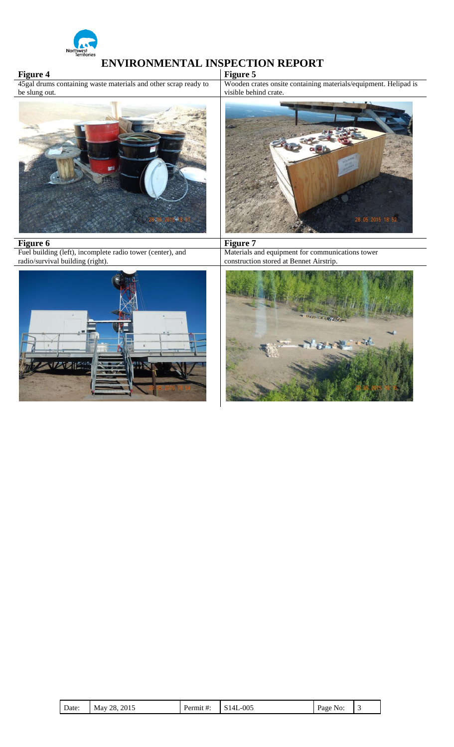# ENVIRONMENTAL INSPECTION REPORT

**Figure 4**

45gal drums containing waste materials and other scrap ready to be slung out.

**Figure 5**

Wooden crates onsite containing materials/equipment. Helipad is visible behind crate.

**Figure 6**

Fuel building (left), incomplete radio tower (center), and radio/survival building (right).

**Figure 7**

Materials and equipment for communications tower construction stored at Bennet Airstrip.

| | | | | | |
|---|---|---|---|---|---|
| Date: | May 28, 2015 | Permit #: | S14L-005 | Page No: | 3 |